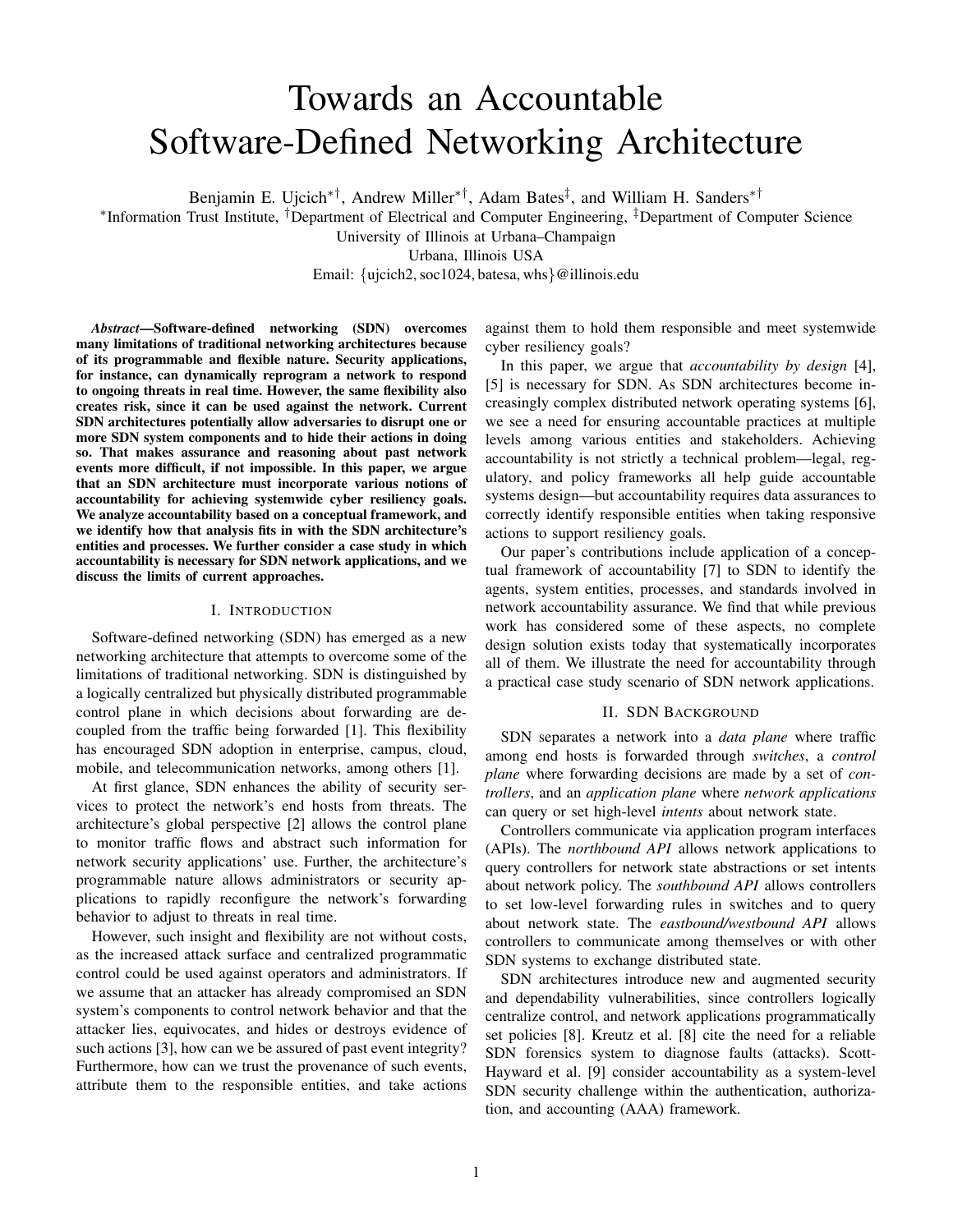# Towards an Accountable Software-Defined Networking Architecture

Benjamin E. Ujcich[*†], Andrew Miller[*†], Adam Bates[‡], and William H. Sanders[*†]

[*]Information Trust Institute, [†]Department of Electrical and Computer Engineering, [‡]Department of Computer Science
University of Illinois at Urbana–Champaign
Urbana, Illinois USA
Email: {ujcich2, soc1024, batesa, whs}@illinois.edu

***Abstract*—Software-defined networking (SDN) overcomes many limitations of traditional networking architectures because of its programmable and flexible nature. Security applications, for instance, can dynamically reprogram a network to respond to ongoing threats in real time. However, the same flexibility also creates risk, since it can be used against the network. Current SDN architectures potentially allow adversaries to disrupt one or more SDN system components and to hide their actions in doing so. That makes assurance and reasoning about past network events more difficult, if not impossible. In this paper, we argue that an SDN architecture must incorporate various notions of accountability for achieving systemwide cyber resiliency goals. We analyze accountability based on a conceptual framework, and we identify how that analysis fits in with the SDN architecture's entities and processes. We further consider a case study in which accountability is necessary for SDN network applications, and we discuss the limits of current approaches.**

## I. Introduction

Software-defined networking (SDN) has emerged as a new networking architecture that attempts to overcome some of the limitations of traditional networking. SDN is distinguished by a logically centralized but physically distributed programmable control plane in which decisions about forwarding are decoupled from the traffic being forwarded [1]. This flexibility has encouraged SDN adoption in enterprise, campus, cloud, mobile, and telecommunication networks, among others [1].

At first glance, SDN enhances the ability of security services to protect the network's end hosts from threats. The architecture's global perspective [2] allows the control plane to monitor traffic flows and abstract such information for network security applications' use. Further, the architecture's programmable nature allows administrators or security applications to rapidly reconfigure the network's forwarding behavior to adjust to threats in real time.

However, such insight and flexibility are not without costs, as the increased attack surface and centralized programmatic control could be used against operators and administrators. If we assume that an attacker has already compromised an SDN system's components to control network behavior and that the attacker lies, equivocates, and hides or destroys evidence of such actions [3], how can we be assured of past event integrity? Furthermore, how can we trust the provenance of such events, attribute them to the responsible entities, and take actions against them to hold them responsible and meet systemwide cyber resiliency goals?

In this paper, we argue that *accountability by design* [4], [5] is necessary for SDN. As SDN architectures become increasingly complex distributed network operating systems [6], we see a need for ensuring accountable practices at multiple levels among various entities and stakeholders. Achieving accountability is not strictly a technical problem—legal, regulatory, and policy frameworks all help guide accountable systems design—but accountability requires data assurances to correctly identify responsible entities when taking responsive actions to support resiliency goals.

Our paper's contributions include application of a conceptual framework of accountability [7] to SDN to identify the agents, system entities, processes, and standards involved in network accountability assurance. We find that while previous work has considered some of these aspects, no complete design solution exists today that systematically incorporates all of them. We illustrate the need for accountability through a practical case study scenario of SDN network applications.

## II. SDN Background

SDN separates a network into a *data plane* where traffic among end hosts is forwarded through *switches*, a *control plane* where forwarding decisions are made by a set of *controllers*, and an *application plane* where *network applications* can query or set high-level *intents* about network state.

Controllers communicate via application program interfaces (APIs). The *northbound API* allows network applications to query controllers for network state abstractions or set intents about network policy. The *southbound API* allows controllers to set low-level forwarding rules in switches and to query about network state. The *eastbound/westbound API* allows controllers to communicate among themselves or with other SDN systems to exchange distributed state.

SDN architectures introduce new and augmented security and dependability vulnerabilities, since controllers logically centralize control, and network applications programmatically set policies [8]. Kreutz et al. [8] cite the need for a reliable SDN forensics system to diagnose faults (attacks). Scott-Hayward et al. [9] consider accountability as a system-level SDN security challenge within the authentication, authorization, and accounting (AAA) framework.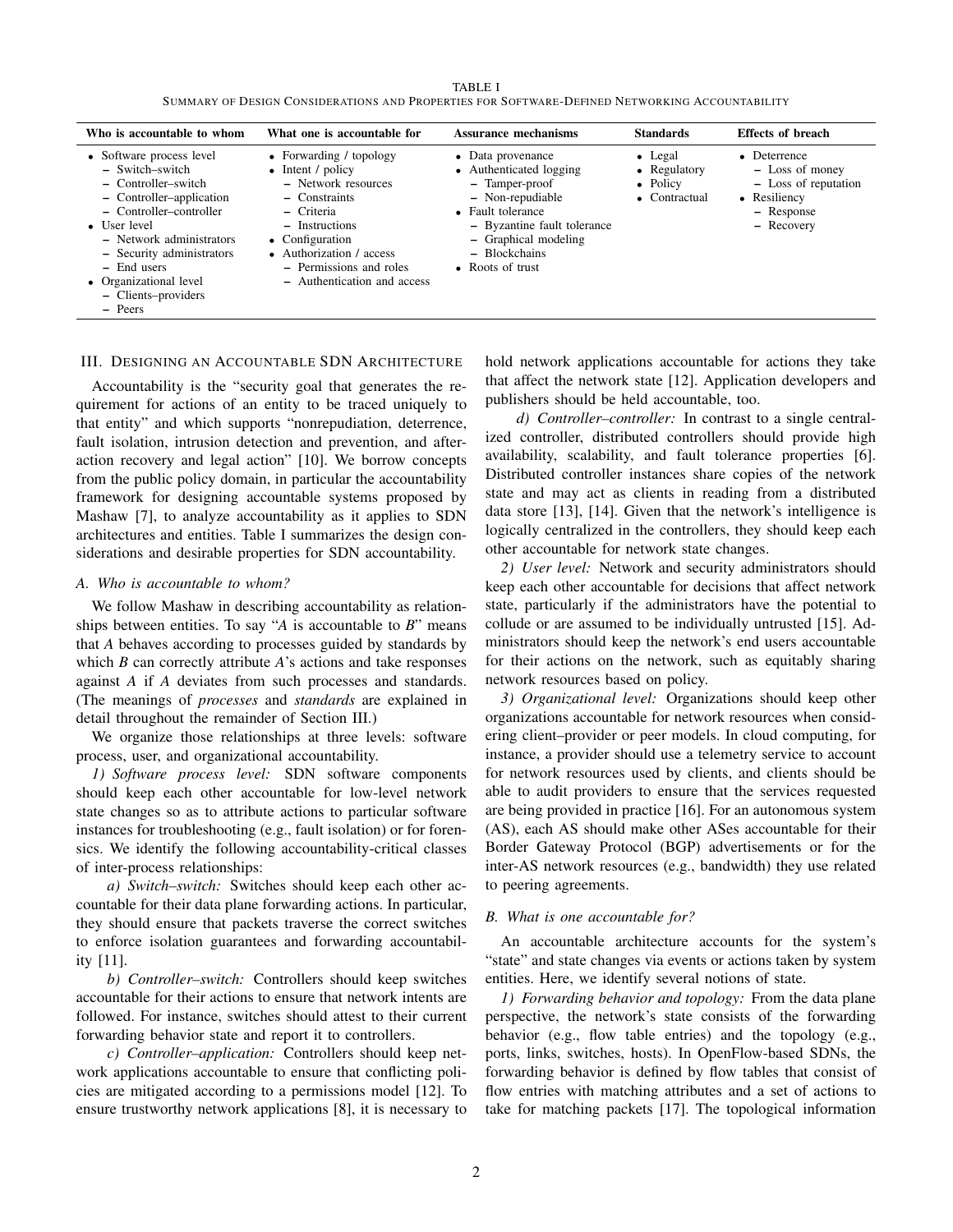TABLE I
SUMMARY OF DESIGN CONSIDERATIONS AND PROPERTIES FOR SOFTWARE-DEFINED NETWORKING ACCOUNTABILITY

| Who is accountable to whom | What one is accountable for | Assurance mechanisms | Standards | Effects of breach |
|---|---|---|---|---|
| • Software process level<br>– Switch–switch<br>– Controller–switch<br>– Controller–application<br>– Controller–controller<br>• User level<br>– Network administrators<br>– Security administrators<br>– End users<br>• Organizational level<br>– Clients–providers<br>– Peers | • Forwarding / topology<br>• Intent / policy<br>– Network resources<br>– Constraints<br>– Criteria<br>– Instructions<br>• Configuration<br>• Authorization / access<br>– Permissions and roles<br>– Authentication and access | • Data provenance<br>• Authenticated logging<br>– Tamper-proof<br>– Non-repudiable<br>• Fault tolerance<br>– Byzantine fault tolerance<br>– Graphical modeling<br>– Blockchains<br>• Roots of trust | • Legal<br>• Regulatory<br>• Policy<br>• Contractual | • Deterrence<br>– Loss of money<br>– Loss of reputation<br>• Resiliency<br>– Response<br>– Recovery |

## III. Designing an Accountable SDN Architecture

Accountability is the "security goal that generates the requirement for actions of an entity to be traced uniquely to that entity" and which supports "nonrepudiation, deterrence, fault isolation, intrusion detection and prevention, and after-action recovery and legal action" [10]. We borrow concepts from the public policy domain, in particular the accountability framework for designing accountable systems proposed by Mashaw [7], to analyze accountability as it applies to SDN architectures and entities. Table I summarizes the design considerations and desirable properties for SDN accountability.

### A. Who is accountable to whom?

We follow Mashaw in describing accountability as relationships between entities. To say "*A* is accountable to *B*" means that *A* behaves according to processes guided by standards by which *B* can correctly attribute *A*'s actions and take responses against *A* if *A* deviates from such processes and standards. (The meanings of *processes* and *standards* are explained in detail throughout the remainder of Section III.)

We organize those relationships at three levels: software process, user, and organizational accountability.

*1) Software process level:* SDN software components should keep each other accountable for low-level network state changes so as to attribute actions to particular software instances for troubleshooting (e.g., fault isolation) or for forensics. We identify the following accountability-critical classes of inter-process relationships:

*a) Switch–switch:* Switches should keep each other accountable for their data plane forwarding actions. In particular, they should ensure that packets traverse the correct switches to enforce isolation guarantees and forwarding accountability [11].

*b) Controller–switch:* Controllers should keep switches accountable for their actions to ensure that network intents are followed. For instance, switches should attest to their current forwarding behavior state and report it to controllers.

*c) Controller–application:* Controllers should keep network applications accountable to ensure that conflicting policies are mitigated according to a permissions model [12]. To ensure trustworthy network applications [8], it is necessary to hold network applications accountable for actions they take that affect the network state [12]. Application developers and publishers should be held accountable, too.

*d) Controller–controller:* In contrast to a single centralized controller, distributed controllers should provide high availability, scalability, and fault tolerance properties [6]. Distributed controller instances share copies of the network state and may act as clients in reading from a distributed data store [13], [14]. Given that the network's intelligence is logically centralized in the controllers, they should keep each other accountable for network state changes.

*2) User level:* Network and security administrators should keep each other accountable for decisions that affect network state, particularly if the administrators have the potential to collude or are assumed to be individually untrusted [15]. Administrators should keep the network's end users accountable for their actions on the network, such as equitably sharing network resources based on policy.

*3) Organizational level:* Organizations should keep other organizations accountable for network resources when considering client–provider or peer models. In cloud computing, for instance, a provider should use a telemetry service to account for network resources used by clients, and clients should be able to audit providers to ensure that the services requested are being provided in practice [16]. For an autonomous system (AS), each AS should make other ASes accountable for their Border Gateway Protocol (BGP) advertisements or for the inter-AS network resources (e.g., bandwidth) they use related to peering agreements.

### B. What is one accountable for?

An accountable architecture accounts for the system's "state" and state changes via events or actions taken by system entities. Here, we identify several notions of state.

*1) Forwarding behavior and topology:* From the data plane perspective, the network's state consists of the forwarding behavior (e.g., flow table entries) and the topology (e.g., ports, links, switches, hosts). In OpenFlow-based SDNs, the forwarding behavior is defined by flow tables that consist of flow entries with matching attributes and a set of actions to take for matching packets [17]. The topological information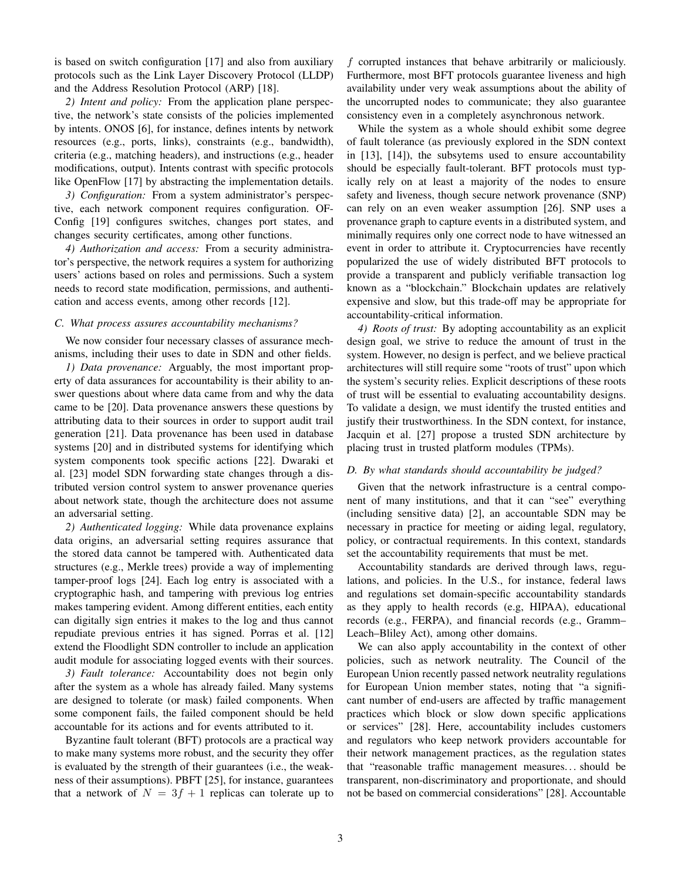is based on switch configuration [17] and also from auxiliary protocols such as the Link Layer Discovery Protocol (LLDP) and the Address Resolution Protocol (ARP) [18].

*2) Intent and policy:* From the application plane perspective, the network's state consists of the policies implemented by intents. ONOS [6], for instance, defines intents by network resources (e.g., ports, links), constraints (e.g., bandwidth), criteria (e.g., matching headers), and instructions (e.g., header modifications, output). Intents contrast with specific protocols like OpenFlow [17] by abstracting the implementation details.

*3) Configuration:* From a system administrator's perspective, each network component requires configuration. OF-Config [19] configures switches, changes port states, and changes security certificates, among other functions.

*4) Authorization and access:* From a security administrator's perspective, the network requires a system for authorizing users' actions based on roles and permissions. Such a system needs to record state modification, permissions, and authentication and access events, among other records [12].

### C. What process assures accountability mechanisms?

We now consider four necessary classes of assurance mechanisms, including their uses to date in SDN and other fields.

*1) Data provenance:* Arguably, the most important property of data assurances for accountability is their ability to answer questions about where data came from and why the data came to be [20]. Data provenance answers these questions by attributing data to their sources in order to support audit trail generation [21]. Data provenance has been used in database systems [20] and in distributed systems for identifying which system components took specific actions [22]. Dwaraki et al. [23] model SDN forwarding state changes through a distributed version control system to answer provenance queries about network state, though the architecture does not assume an adversarial setting.

*2) Authenticated logging:* While data provenance explains data origins, an adversarial setting requires assurance that the stored data cannot be tampered with. Authenticated data structures (e.g., Merkle trees) provide a way of implementing tamper-proof logs [24]. Each log entry is associated with a cryptographic hash, and tampering with previous log entries makes tampering evident. Among different entities, each entity can digitally sign entries it makes to the log and thus cannot repudiate previous entries it has signed. Porras et al. [12] extend the Floodlight SDN controller to include an application audit module for associating logged events with their sources.

*3) Fault tolerance:* Accountability does not begin only after the system as a whole has already failed. Many systems are designed to tolerate (or mask) failed components. When some component fails, the failed component should be held accountable for its actions and for events attributed to it.

Byzantine fault tolerant (BFT) protocols are a practical way to make many systems more robust, and the security they offer is evaluated by the strength of their guarantees (i.e., the weakness of their assumptions). PBFT [25], for instance, guarantees that a network of $N = 3f + 1$ replicas can tolerate up to $f$ corrupted instances that behave arbitrarily or maliciously. Furthermore, most BFT protocols guarantee liveness and high availability under very weak assumptions about the ability of the uncorrupted nodes to communicate; they also guarantee consistency even in a completely asynchronous network.

While the system as a whole should exhibit some degree of fault tolerance (as previously explored in the SDN context in [13], [14]), the subsytems used to ensure accountability should be especially fault-tolerant. BFT protocols must typically rely on at least a majority of the nodes to ensure safety and liveness, though secure network provenance (SNP) can rely on an even weaker assumption [26]. SNP uses a provenance graph to capture events in a distributed system, and minimally requires only one correct node to have witnessed an event in order to attribute it. Cryptocurrencies have recently popularized the use of widely distributed BFT protocols to provide a transparent and publicly verifiable transaction log known as a "blockchain." Blockchain updates are relatively expensive and slow, but this trade-off may be appropriate for accountability-critical information.

*4) Roots of trust:* By adopting accountability as an explicit design goal, we strive to reduce the amount of trust in the system. However, no design is perfect, and we believe practical architectures will still require some "roots of trust" upon which the system's security relies. Explicit descriptions of these roots of trust will be essential to evaluating accountability designs. To validate a design, we must identify the trusted entities and justify their trustworthiness. In the SDN context, for instance, Jacquin et al. [27] propose a trusted SDN architecture by placing trust in trusted platform modules (TPMs).

### D. By what standards should accountability be judged?

Given that the network infrastructure is a central component of many institutions, and that it can "see" everything (including sensitive data) [2], an accountable SDN may be necessary in practice for meeting or aiding legal, regulatory, policy, or contractual requirements. In this context, standards set the accountability requirements that must be met.

Accountability standards are derived through laws, regulations, and policies. In the U.S., for instance, federal laws and regulations set domain-specific accountability standards as they apply to health records (e.g, HIPAA), educational records (e.g., FERPA), and financial records (e.g., Gramm–Leach–Bliley Act), among other domains.

We can also apply accountability in the context of other policies, such as network neutrality. The Council of the European Union recently passed network neutrality regulations for European Union member states, noting that "a significant number of end-users are affected by traffic management practices which block or slow down specific applications or services" [28]. Here, accountability includes customers and regulators who keep network providers accountable for their network management practices, as the regulation states that "reasonable traffic management measures… should be transparent, non-discriminatory and proportionate, and should not be based on commercial considerations" [28]. Accountable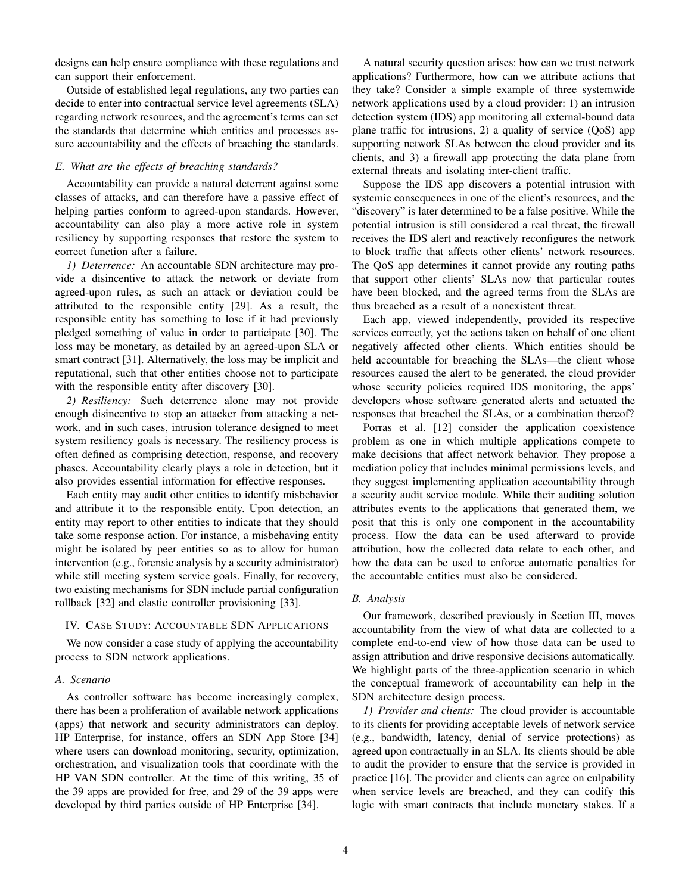designs can help ensure compliance with these regulations and can support their enforcement.

Outside of established legal regulations, any two parties can decide to enter into contractual service level agreements (SLA) regarding network resources, and the agreement's terms can set the standards that determine which entities and processes assure accountability and the effects of breaching the standards.

### *E. What are the effects of breaching standards?*

Accountability can provide a natural deterrent against some classes of attacks, and can therefore have a passive effect of helping parties conform to agreed-upon standards. However, accountability can also play a more active role in system resiliency by supporting responses that restore the system to correct function after a failure.

*1) Deterrence:* An accountable SDN architecture may provide a disincentive to attack the network or deviate from agreed-upon rules, as such an attack or deviation could be attributed to the responsible entity [29]. As a result, the responsible entity has something to lose if it had previously pledged something of value in order to participate [30]. The loss may be monetary, as detailed by an agreed-upon SLA or smart contract [31]. Alternatively, the loss may be implicit and reputational, such that other entities choose not to participate with the responsible entity after discovery [30].

*2) Resiliency:* Such deterrence alone may not provide enough disincentive to stop an attacker from attacking a network, and in such cases, intrusion tolerance designed to meet system resiliency goals is necessary. The resiliency process is often defined as comprising detection, response, and recovery phases. Accountability clearly plays a role in detection, but it also provides essential information for effective responses.

Each entity may audit other entities to identify misbehavior and attribute it to the responsible entity. Upon detection, an entity may report to other entities to indicate that they should take some response action. For instance, a misbehaving entity might be isolated by peer entities so as to allow for human intervention (e.g., forensic analysis by a security administrator) while still meeting system service goals. Finally, for recovery, two existing mechanisms for SDN include partial configuration rollback [32] and elastic controller provisioning [33].

## IV. Case Study: Accountable SDN Applications

We now consider a case study of applying the accountability process to SDN network applications.

### *A. Scenario*

As controller software has become increasingly complex, there has been a proliferation of available network applications (apps) that network and security administrators can deploy. HP Enterprise, for instance, offers an SDN App Store [34] where users can download monitoring, security, optimization, orchestration, and visualization tools that coordinate with the HP VAN SDN controller. At the time of this writing, 35 of the 39 apps are provided for free, and 29 of the 39 apps were developed by third parties outside of HP Enterprise [34].

A natural security question arises: how can we trust network applications? Furthermore, how can we attribute actions that they take? Consider a simple example of three systemwide network applications used by a cloud provider: 1) an intrusion detection system (IDS) app monitoring all external-bound data plane traffic for intrusions, 2) a quality of service (QoS) app supporting network SLAs between the cloud provider and its clients, and 3) a firewall app protecting the data plane from external threats and isolating inter-client traffic.

Suppose the IDS app discovers a potential intrusion with systemic consequences in one of the client's resources, and the "discovery" is later determined to be a false positive. While the potential intrusion is still considered a real threat, the firewall receives the IDS alert and reactively reconfigures the network to block traffic that affects other clients' network resources. The QoS app determines it cannot provide any routing paths that support other clients' SLAs now that particular routes have been blocked, and the agreed terms from the SLAs are thus breached as a result of a nonexistent threat.

Each app, viewed independently, provided its respective services correctly, yet the actions taken on behalf of one client negatively affected other clients. Which entities should be held accountable for breaching the SLAs—the client whose resources caused the alert to be generated, the cloud provider whose security policies required IDS monitoring, the apps' developers whose software generated alerts and actuated the responses that breached the SLAs, or a combination thereof?

Porras et al. [12] consider the application coexistence problem as one in which multiple applications compete to make decisions that affect network behavior. They propose a mediation policy that includes minimal permissions levels, and they suggest implementing application accountability through a security audit service module. While their auditing solution attributes events to the applications that generated them, we posit that this is only one component in the accountability process. How the data can be used afterward to provide attribution, how the collected data relate to each other, and how the data can be used to enforce automatic penalties for the accountable entities must also be considered.

### *B. Analysis*

Our framework, described previously in Section III, moves accountability from the view of what data are collected to a complete end-to-end view of how those data can be used to assign attribution and drive responsive decisions automatically. We highlight parts of the three-application scenario in which the conceptual framework of accountability can help in the SDN architecture design process.

*1) Provider and clients:* The cloud provider is accountable to its clients for providing acceptable levels of network service (e.g., bandwidth, latency, denial of service protections) as agreed upon contractually in an SLA. Its clients should be able to audit the provider to ensure that the service is provided in practice [16]. The provider and clients can agree on culpability when service levels are breached, and they can codify this logic with smart contracts that include monetary stakes. If a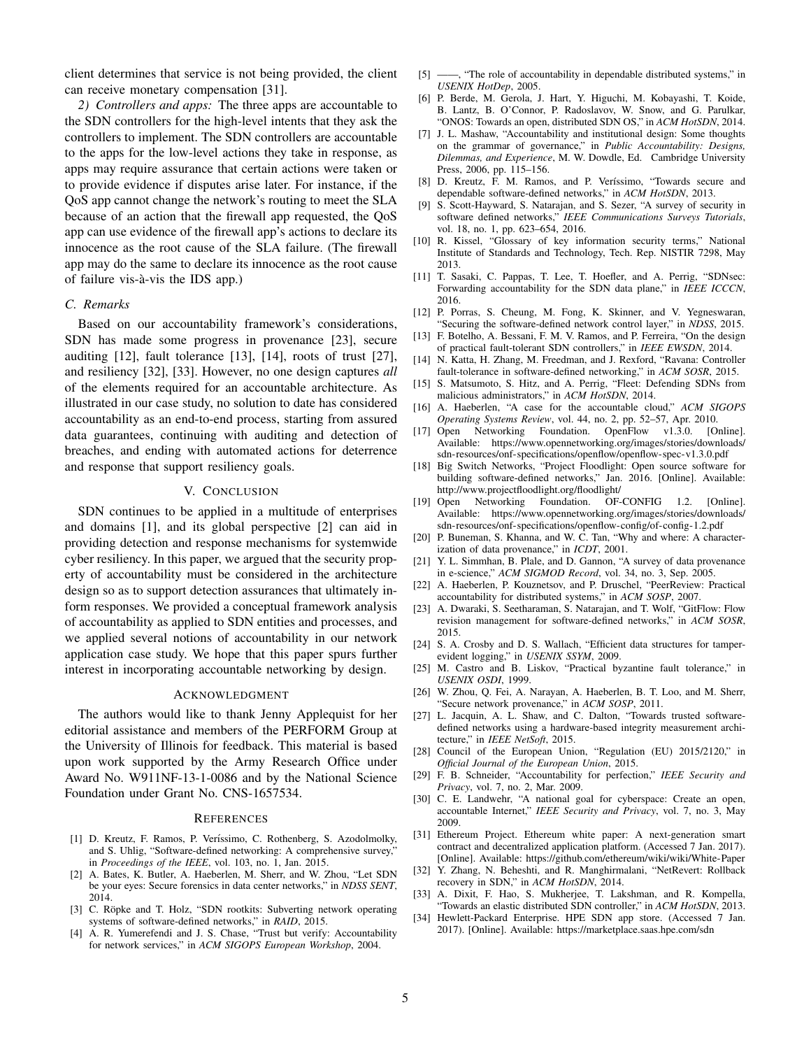client determines that service is not being provided, the client can receive monetary compensation [31].

*2) Controllers and apps:* The three apps are accountable to the SDN controllers for the high-level intents that they ask the controllers to implement. The SDN controllers are accountable to the apps for the low-level actions they take in response, as apps may require assurance that certain actions were taken or to provide evidence if disputes arise later. For instance, if the QoS app cannot change the network's routing to meet the SLA because of an action that the firewall app requested, the QoS app can use evidence of the firewall app's actions to declare its innocence as the root cause of the SLA failure. (The firewall app may do the same to declare its innocence as the root cause of failure vis-à-vis the IDS app.)

### C. Remarks

Based on our accountability framework's considerations, SDN has made some progress in provenance [23], secure auditing [12], fault tolerance [13], [14], roots of trust [27], and resiliency [32], [33]. However, no one design captures *all* of the elements required for an accountable architecture. As illustrated in our case study, no solution to date has considered accountability as an end-to-end process, starting from assured data guarantees, continuing with auditing and detection of breaches, and ending with automated actions for deterrence and response that support resiliency goals.

## V. Conclusion

SDN continues to be applied in a multitude of enterprises and domains [1], and its global perspective [2] can aid in providing detection and response mechanisms for systemwide cyber resiliency. In this paper, we argued that the security property of accountability must be considered in the architecture design so as to support detection assurances that ultimately inform responses. We provided a conceptual framework analysis of accountability as applied to SDN entities and processes, and we applied several notions of accountability in our network application case study. We hope that this paper spurs further interest in incorporating accountable networking by design.

## Acknowledgment

The authors would like to thank Jenny Applequist for her editorial assistance and members of the PERFORM Group at the University of Illinois for feedback. This material is based upon work supported by the Army Research Office under Award No. W911NF-13-1-0086 and by the National Science Foundation under Grant No. CNS-1657534.

## References

[1] D. Kreutz, F. Ramos, P. Veríssimo, C. Rothenberg, S. Azodolmolky, and S. Uhlig, "Software-defined networking: A comprehensive survey," in *Proceedings of the IEEE*, vol. 103, no. 1, Jan. 2015.

[2] A. Bates, K. Butler, A. Haeberlen, M. Sherr, and W. Zhou, "Let SDN be your eyes: Secure forensics in data center networks," in *NDSS SENT*, 2014.

[3] C. Röpke and T. Holz, "SDN rootkits: Subverting network operating systems of software-defined networks," in *RAID*, 2015.

[4] A. R. Yumerefendi and J. S. Chase, "Trust but verify: Accountability for network services," in *ACM SIGOPS European Workshop*, 2004.

[5] ——, "The role of accountability in dependable distributed systems," in *USENIX HotDep*, 2005.

[6] P. Berde, M. Gerola, J. Hart, Y. Higuchi, M. Kobayashi, T. Koide, B. Lantz, B. O'Connor, P. Radoslavov, W. Snow, and G. Parulkar, "ONOS: Towards an open, distributed SDN OS," in *ACM HotSDN*, 2014.

[7] J. L. Mashaw, "Accountability and institutional design: Some thoughts on the grammar of governance," in *Public Accountability: Designs, Dilemmas, and Experience*, M. W. Dowdle, Ed. Cambridge University Press, 2006, pp. 115–156.

[8] D. Kreutz, F. M. Ramos, and P. Veríssimo, "Towards secure and dependable software-defined networks," in *ACM HotSDN*, 2013.

[9] S. Scott-Hayward, S. Natarajan, and S. Sezer, "A survey of security in software defined networks," *IEEE Communications Surveys Tutorials*, vol. 18, no. 1, pp. 623–654, 2016.

[10] R. Kissel, "Glossary of key information security terms," National Institute of Standards and Technology, Tech. Rep. NISTIR 7298, May 2013.

[11] T. Sasaki, C. Pappas, T. Lee, T. Hoefler, and A. Perrig, "SDNsec: Forwarding accountability for the SDN data plane," in *IEEE ICCCN*, 2016.

[12] P. Porras, S. Cheung, M. Fong, K. Skinner, and V. Yegneswaran, "Securing the software-defined network control layer," in *NDSS*, 2015.

[13] F. Botelho, A. Bessani, F. M. V. Ramos, and P. Ferreira, "On the design of practical fault-tolerant SDN controllers," in *IEEE EWSDN*, 2014.

[14] N. Katta, H. Zhang, M. Freedman, and J. Rexford, "Ravana: Controller fault-tolerance in software-defined networking," in *ACM SOSR*, 2015.

[15] S. Matsumoto, S. Hitz, and A. Perrig, "Fleet: Defending SDNs from malicious administrators," in *ACM HotSDN*, 2014.

[16] A. Haeberlen, "A case for the accountable cloud," *ACM SIGOPS Operating Systems Review*, vol. 44, no. 2, pp. 52–57, Apr. 2010.

[17] Open Networking Foundation. OpenFlow v1.3.0. [Online]. Available: https://www.opennetworking.org/images/stories/downloads/sdn-resources/onf-specifications/openflow/openflow-spec-v1.3.0.pdf

[18] Big Switch Networks, "Project Floodlight: Open source software for building software-defined networks," Jan. 2016. [Online]. Available: http://www.projectfloodlight.org/floodlight/

[19] Open Networking Foundation. OF-CONFIG 1.2. [Online]. Available: https://www.opennetworking.org/images/stories/downloads/sdn-resources/onf-specifications/openflow-config/of-config-1.2.pdf

[20] P. Buneman, S. Khanna, and W. C. Tan, "Why and where: A characterization of data provenance," in *ICDT*, 2001.

[21] Y. L. Simmhan, B. Plale, and D. Gannon, "A survey of data provenance in e-science," *ACM SIGMOD Record*, vol. 34, no. 3, Sep. 2005.

[22] A. Haeberlen, P. Kouznetsov, and P. Druschel, "PeerReview: Practical accountability for distributed systems," in *ACM SOSP*, 2007.

[23] A. Dwaraki, S. Seetharaman, S. Natarajan, and T. Wolf, "GitFlow: Flow revision management for software-defined networks," in *ACM SOSR*, 2015.

[24] S. A. Crosby and D. S. Wallach, "Efficient data structures for tamper-evident logging," in *USENIX SSYM*, 2009.

[25] M. Castro and B. Liskov, "Practical byzantine fault tolerance," in *USENIX OSDI*, 1999.

[26] W. Zhou, Q. Fei, A. Narayan, A. Haeberlen, B. T. Loo, and M. Sherr, "Secure network provenance," in *ACM SOSP*, 2011.

[27] L. Jacquin, A. L. Shaw, and C. Dalton, "Towards trusted software-defined networks using a hardware-based integrity measurement architecture," in *IEEE NetSoft*, 2015.

[28] Council of the European Union, "Regulation (EU) 2015/2120," in *Official Journal of the European Union*, 2015.

[29] F. B. Schneider, "Accountability for perfection," *IEEE Security and Privacy*, vol. 7, no. 2, Mar. 2009.

[30] C. E. Landwehr, "A national goal for cyberspace: Create an open, accountable Internet," *IEEE Security and Privacy*, vol. 7, no. 3, May 2009.

[31] Ethereum Project. Ethereum white paper: A next-generation smart contract and decentralized application platform. (Accessed 7 Jan. 2017). [Online]. Available: https://github.com/ethereum/wiki/wiki/White-Paper

[32] Y. Zhang, N. Beheshti, and R. Manghirmalani, "NetRevert: Rollback recovery in SDN," in *ACM HotSDN*, 2014.

[33] A. Dixit, F. Hao, S. Mukherjee, T. Lakshman, and R. Kompella, "Towards an elastic distributed SDN controller," in *ACM HotSDN*, 2013.

[34] Hewlett-Packard Enterprise. HPE SDN app store. (Accessed 7 Jan. 2017). [Online]. Available: https://marketplace.saas.hpe.com/sdn